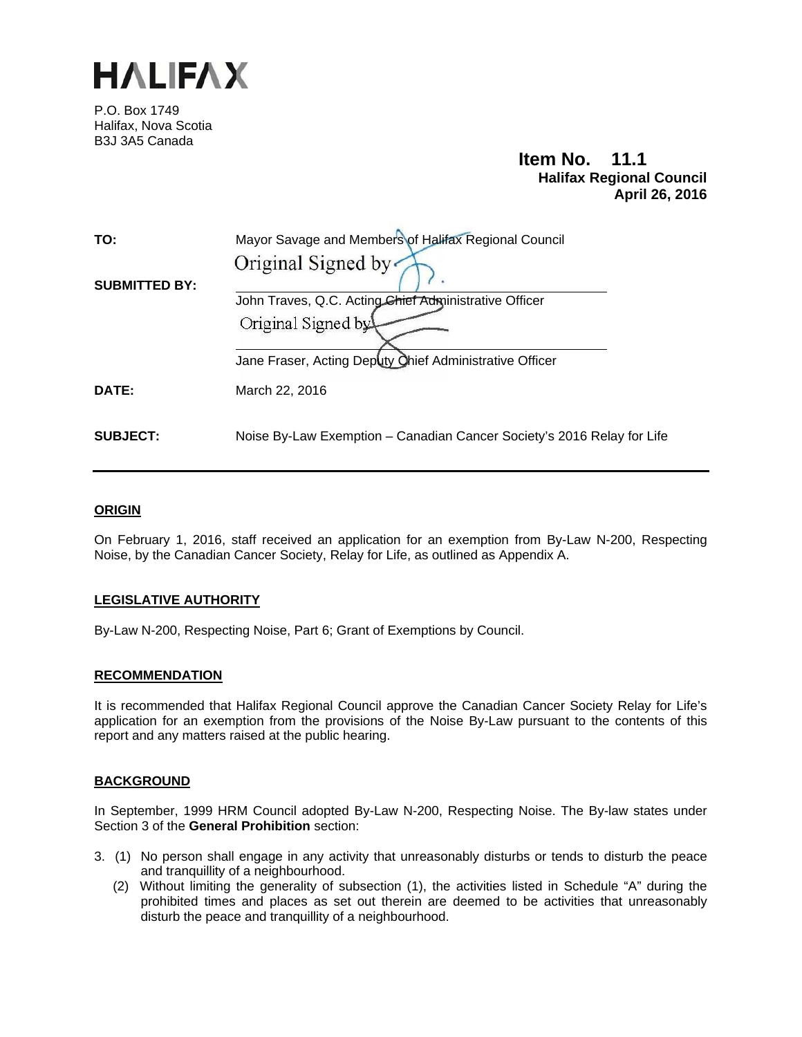# HALIFAX

P.O. Box 1749
Halifax, Nova Scotia
B3J 3A5 Canada

**Item No. 11.1**
**Halifax Regional Council**
**April 26, 2016**

**TO:** Mayor Savage and Members of Halifax Regional Council

**SUBMITTED BY:**

Original Signed by

John Traves, Q.C. Acting Chief Administrative Officer

Original Signed by

Jane Fraser, Acting Deputy Chief Administrative Officer

**DATE:** March 22, 2016

**SUBJECT:** Noise By-Law Exemption – Canadian Cancer Society's 2016 Relay for Life

---

## ORIGIN

On February 1, 2016, staff received an application for an exemption from By-Law N-200, Respecting Noise, by the Canadian Cancer Society, Relay for Life, as outlined as Appendix A.

## LEGISLATIVE AUTHORITY

By-Law N-200, Respecting Noise, Part 6; Grant of Exemptions by Council.

## RECOMMENDATION

It is recommended that Halifax Regional Council approve the Canadian Cancer Society Relay for Life's application for an exemption from the provisions of the Noise By-Law pursuant to the contents of this report and any matters raised at the public hearing.

## BACKGROUND

In September, 1999 HRM Council adopted By-Law N-200, Respecting Noise. The By-law states under Section 3 of the **General Prohibition** section:

3. (1) No person shall engage in any activity that unreasonably disturbs or tends to disturb the peace and tranquillity of a neighbourhood.
   (2) Without limiting the generality of subsection (1), the activities listed in Schedule "A" during the prohibited times and places as set out therein are deemed to be activities that unreasonably disturb the peace and tranquillity of a neighbourhood.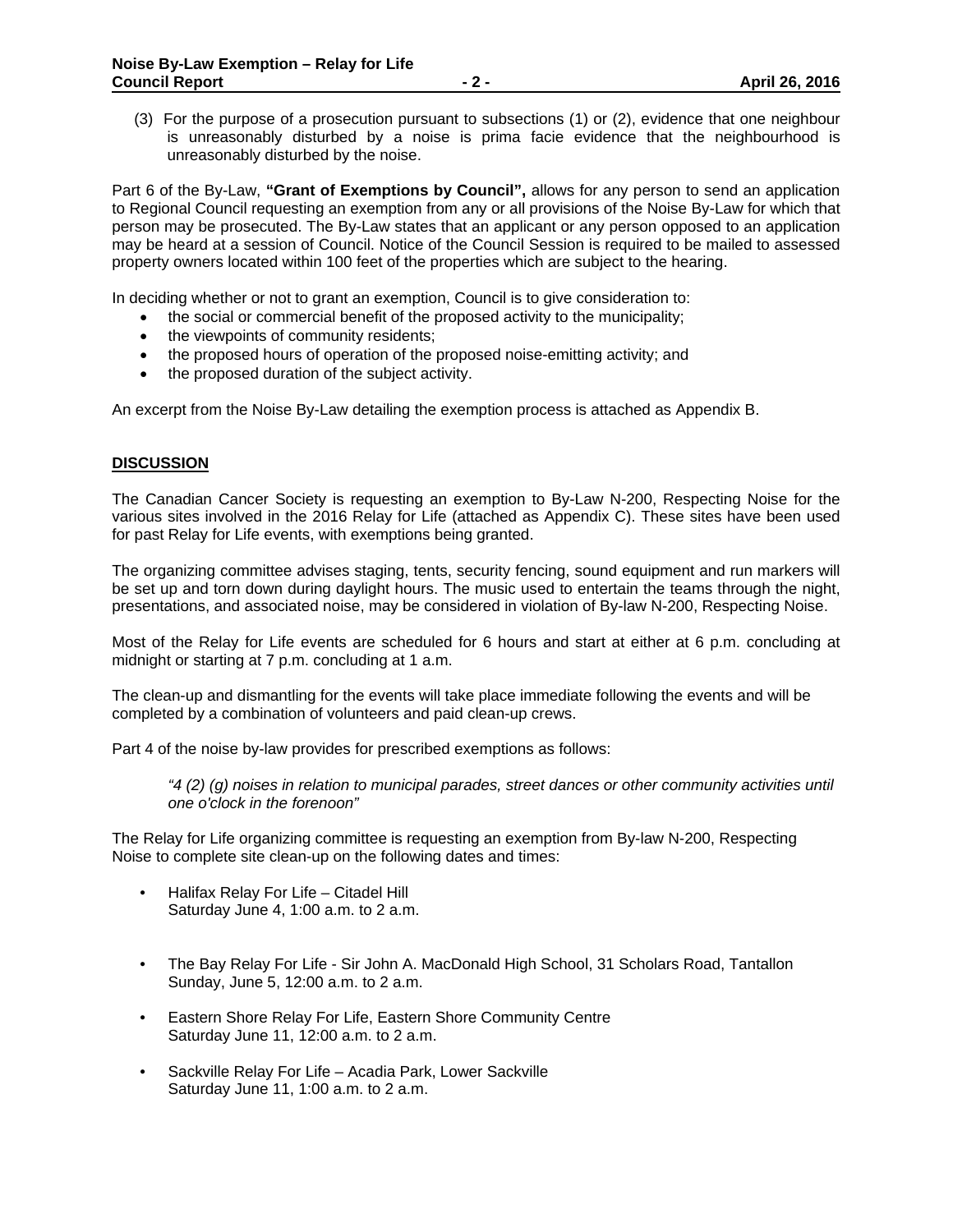(3) For the purpose of a prosecution pursuant to subsections (1) or (2), evidence that one neighbour is unreasonably disturbed by a noise is prima facie evidence that the neighbourhood is unreasonably disturbed by the noise.

Part 6 of the By-Law, **"Grant of Exemptions by Council",** allows for any person to send an application to Regional Council requesting an exemption from any or all provisions of the Noise By-Law for which that person may be prosecuted. The By-Law states that an applicant or any person opposed to an application may be heard at a session of Council. Notice of the Council Session is required to be mailed to assessed property owners located within 100 feet of the properties which are subject to the hearing.

In deciding whether or not to grant an exemption, Council is to give consideration to:

- the social or commercial benefit of the proposed activity to the municipality;
- the viewpoints of community residents;
- the proposed hours of operation of the proposed noise-emitting activity; and
- the proposed duration of the subject activity.

An excerpt from the Noise By-Law detailing the exemption process is attached as Appendix B.

## DISCUSSION

The Canadian Cancer Society is requesting an exemption to By-Law N-200, Respecting Noise for the various sites involved in the 2016 Relay for Life (attached as Appendix C). These sites have been used for past Relay for Life events, with exemptions being granted.

The organizing committee advises staging, tents, security fencing, sound equipment and run markers will be set up and torn down during daylight hours. The music used to entertain the teams through the night, presentations, and associated noise, may be considered in violation of By-law N-200, Respecting Noise.

Most of the Relay for Life events are scheduled for 6 hours and start at either at 6 p.m. concluding at midnight or starting at 7 p.m. concluding at 1 a.m.

The clean-up and dismantling for the events will take place immediate following the events and will be completed by a combination of volunteers and paid clean-up crews.

Part 4 of the noise by-law provides for prescribed exemptions as follows:

> *"4 (2) (g) noises in relation to municipal parades, street dances or other community activities until one o'clock in the forenoon"*

The Relay for Life organizing committee is requesting an exemption from By-law N-200, Respecting Noise to complete site clean-up on the following dates and times:

- Halifax Relay For Life – Citadel Hill  
  Saturday June 4, 1:00 a.m. to 2 a.m.

- The Bay Relay For Life - Sir John A. MacDonald High School, 31 Scholars Road, Tantallon  
  Sunday, June 5, 12:00 a.m. to 2 a.m.

- Eastern Shore Relay For Life, Eastern Shore Community Centre  
  Saturday June 11, 12:00 a.m. to 2 a.m.

- Sackville Relay For Life – Acadia Park, Lower Sackville  
  Saturday June 11, 1:00 a.m. to 2 a.m.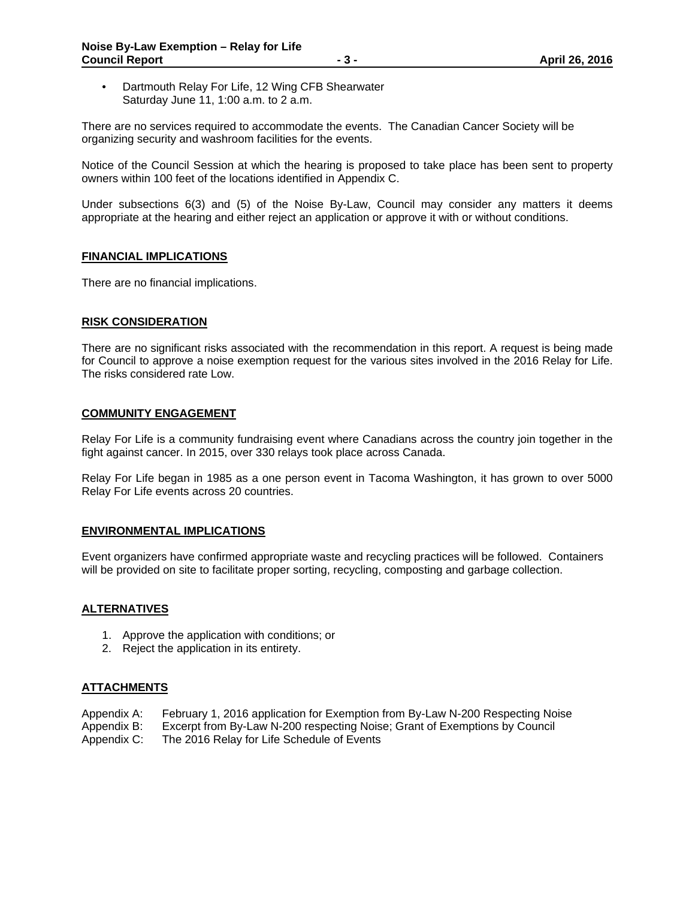- Dartmouth Relay For Life, 12 Wing CFB Shearwater
  Saturday June 11, 1:00 a.m. to 2 a.m.

There are no services required to accommodate the events. The Canadian Cancer Society will be organizing security and washroom facilities for the events.

Notice of the Council Session at which the hearing is proposed to take place has been sent to property owners within 100 feet of the locations identified in Appendix C.

Under subsections 6(3) and (5) of the Noise By-Law, Council may consider any matters it deems appropriate at the hearing and either reject an application or approve it with or without conditions.

## FINANCIAL IMPLICATIONS

There are no financial implications.

## RISK CONSIDERATION

There are no significant risks associated with the recommendation in this report. A request is being made for Council to approve a noise exemption request for the various sites involved in the 2016 Relay for Life. The risks considered rate Low.

## COMMUNITY ENGAGEMENT

Relay For Life is a community fundraising event where Canadians across the country join together in the fight against cancer. In 2015, over 330 relays took place across Canada.

Relay For Life began in 1985 as a one person event in Tacoma Washington, it has grown to over 5000 Relay For Life events across 20 countries.

## ENVIRONMENTAL IMPLICATIONS

Event organizers have confirmed appropriate waste and recycling practices will be followed. Containers will be provided on site to facilitate proper sorting, recycling, composting and garbage collection.

## ALTERNATIVES

1. Approve the application with conditions; or
2. Reject the application in its entirety.

## ATTACHMENTS

Appendix A: February 1, 2016 application for Exemption from By-Law N-200 Respecting Noise
Appendix B: Excerpt from By-Law N-200 respecting Noise; Grant of Exemptions by Council
Appendix C: The 2016 Relay for Life Schedule of Events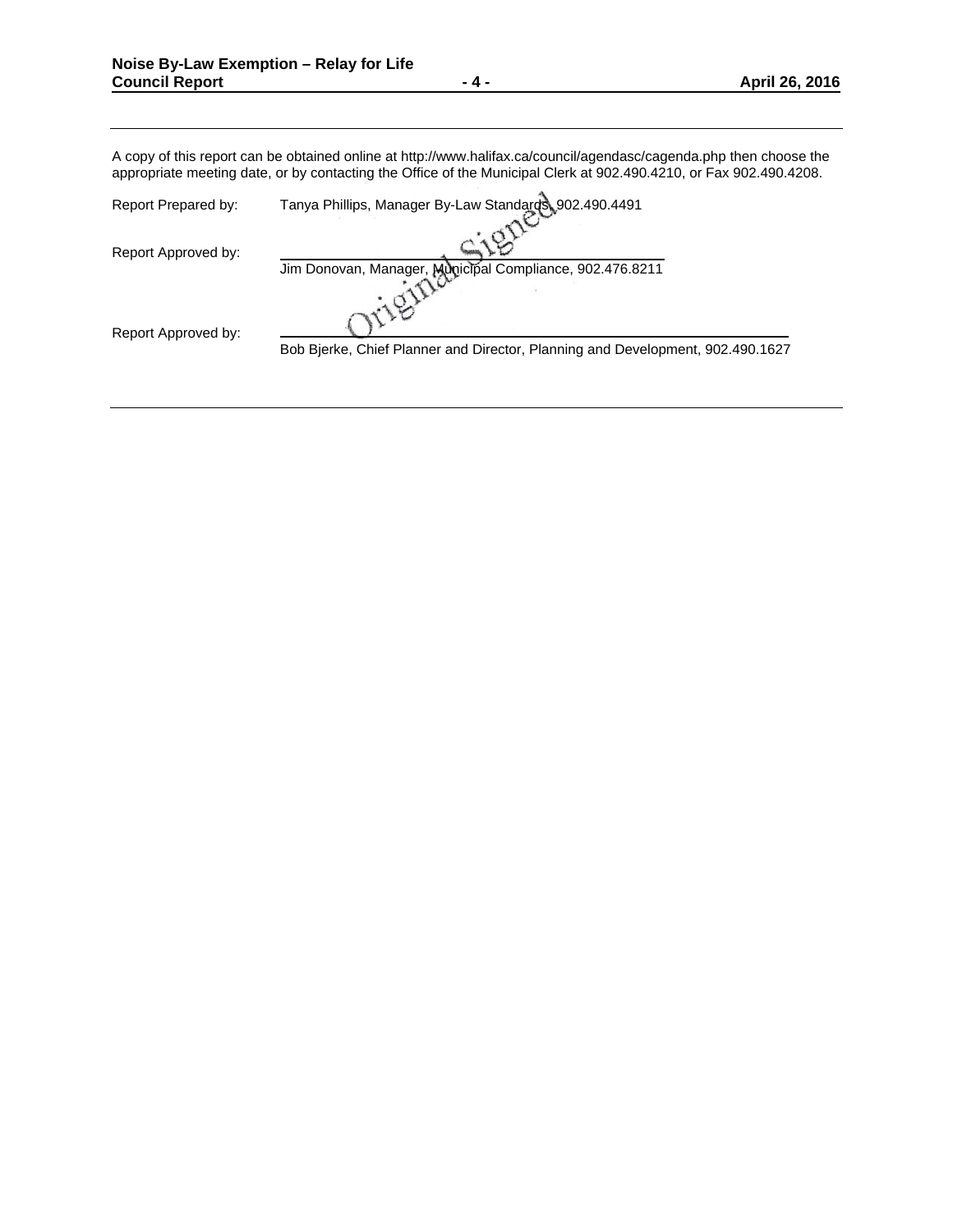A copy of this report can be obtained online at http://www.halifax.ca/council/agendasc/cagenda.php then choose the appropriate meeting date, or by contacting the Office of the Municipal Clerk at 902.490.4210, or Fax 902.490.4208.

Report Prepared by: Tanya Phillips, Manager By-Law Standards, 902.490.4491

Report Approved by: Original Signed

Jim Donovan, Manager, Municipal Compliance, 902.476.8211

Report Approved by:

Bob Bjerke, Chief Planner and Director, Planning and Development, 902.490.1627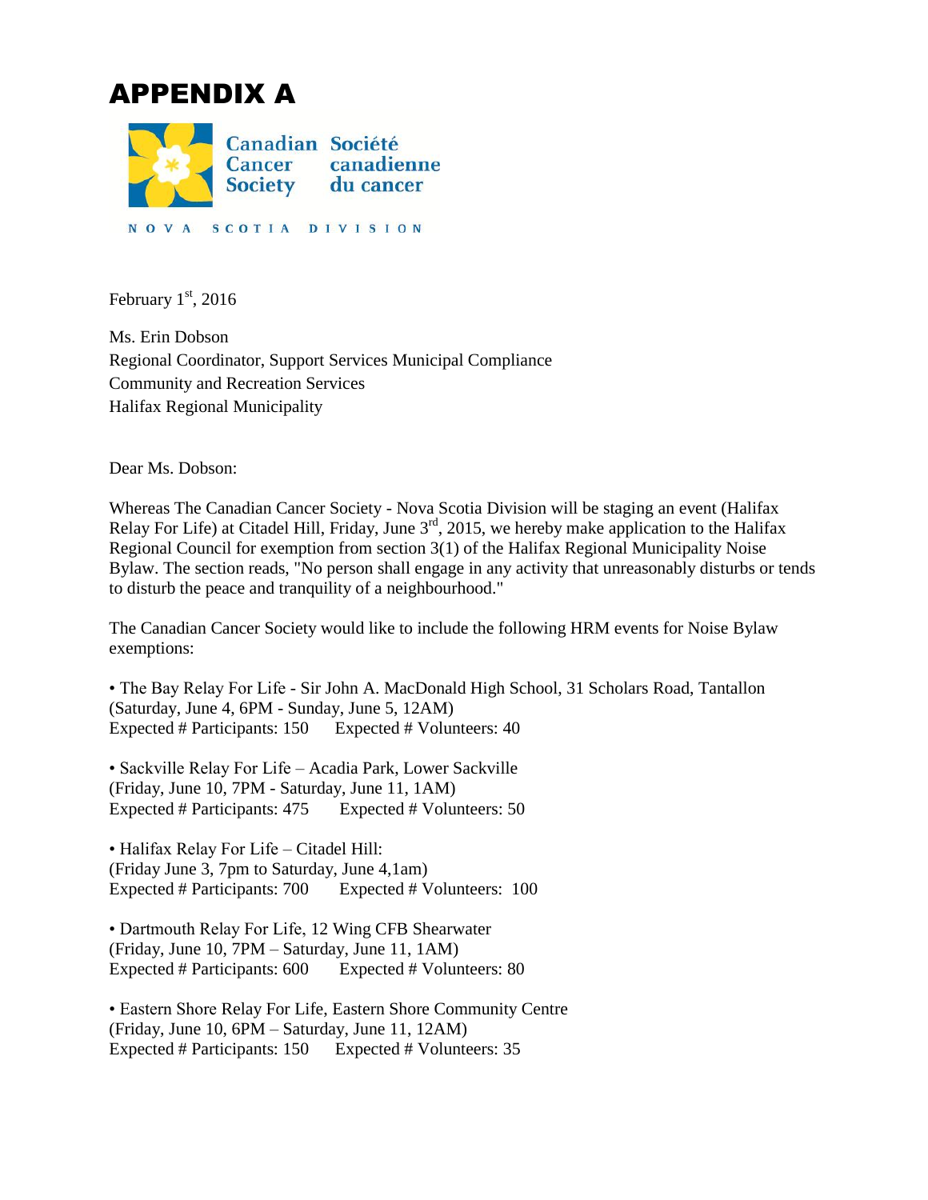# APPENDIX A

Canadian Cancer Society | Société canadienne du cancer

NOVA SCOTIA DIVISION

February 1st, 2016

Ms. Erin Dobson
Regional Coordinator, Support Services Municipal Compliance
Community and Recreation Services
Halifax Regional Municipality

Dear Ms. Dobson:

Whereas The Canadian Cancer Society - Nova Scotia Division will be staging an event (Halifax Relay For Life) at Citadel Hill, Friday, June 3rd, 2015, we hereby make application to the Halifax Regional Council for exemption from section 3(1) of the Halifax Regional Municipality Noise Bylaw. The section reads, "No person shall engage in any activity that unreasonably disturbs or tends to disturb the peace and tranquility of a neighbourhood."

The Canadian Cancer Society would like to include the following HRM events for Noise Bylaw exemptions:

- The Bay Relay For Life - Sir John A. MacDonald High School, 31 Scholars Road, Tantallon (Saturday, June 4, 6PM - Sunday, June 5, 12AM)
  Expected # Participants: 150    Expected # Volunteers: 40

- Sackville Relay For Life – Acadia Park, Lower Sackville (Friday, June 10, 7PM - Saturday, June 11, 1AM)
  Expected # Participants: 475    Expected # Volunteers: 50

- Halifax Relay For Life – Citadel Hill: (Friday June 3, 7pm to Saturday, June 4,1am)
  Expected # Participants: 700    Expected # Volunteers: 100

- Dartmouth Relay For Life, 12 Wing CFB Shearwater (Friday, June 10, 7PM – Saturday, June 11, 1AM)
  Expected # Participants: 600    Expected # Volunteers: 80

- Eastern Shore Relay For Life, Eastern Shore Community Centre (Friday, June 10, 6PM – Saturday, June 11, 12AM)
  Expected # Participants: 150    Expected # Volunteers: 35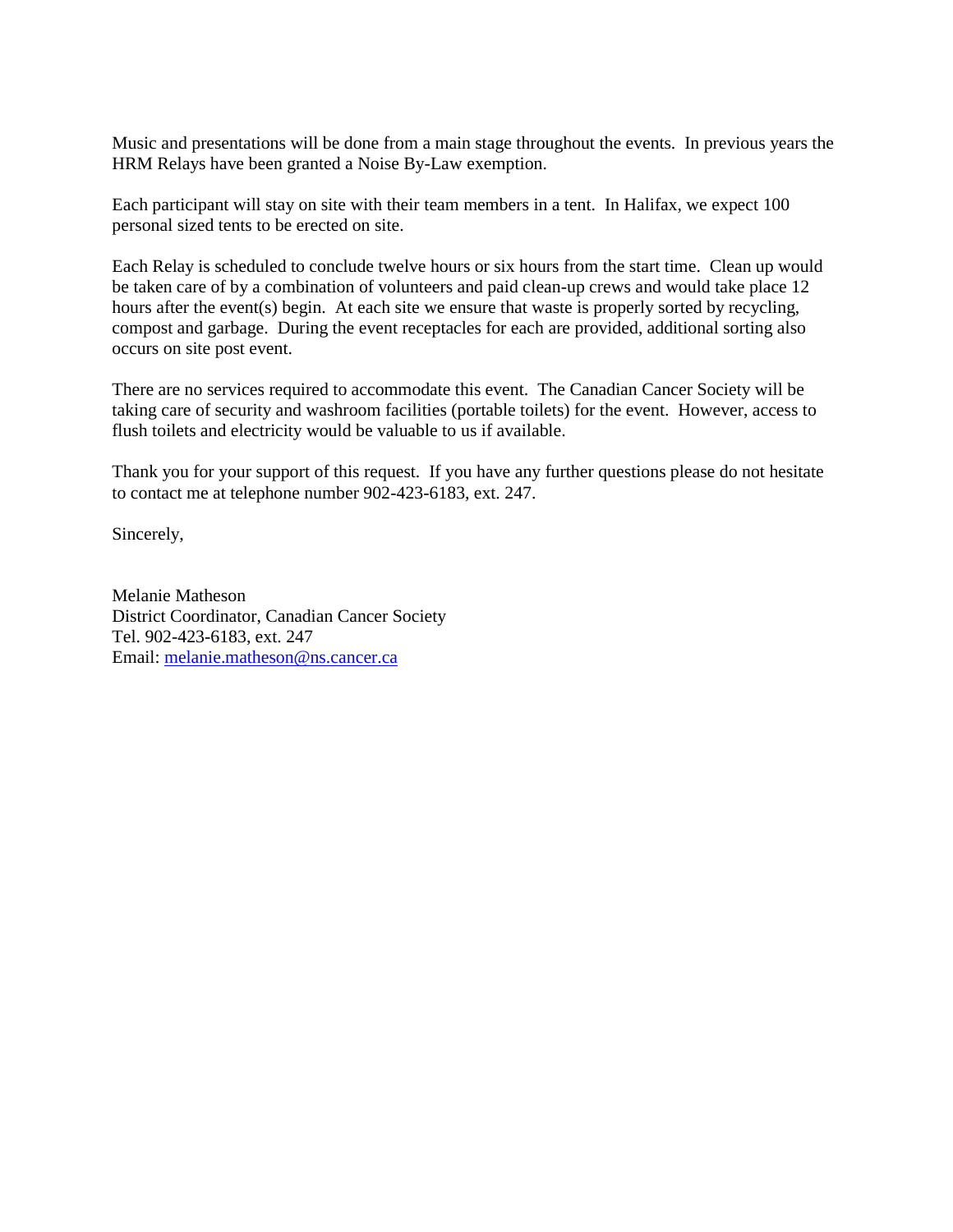Music and presentations will be done from a main stage throughout the events. In previous years the HRM Relays have been granted a Noise By-Law exemption.

Each participant will stay on site with their team members in a tent. In Halifax, we expect 100 personal sized tents to be erected on site.

Each Relay is scheduled to conclude twelve hours or six hours from the start time. Clean up would be taken care of by a combination of volunteers and paid clean-up crews and would take place 12 hours after the event(s) begin. At each site we ensure that waste is properly sorted by recycling, compost and garbage. During the event receptacles for each are provided, additional sorting also occurs on site post event.

There are no services required to accommodate this event. The Canadian Cancer Society will be taking care of security and washroom facilities (portable toilets) for the event. However, access to flush toilets and electricity would be valuable to us if available.

Thank you for your support of this request. If you have any further questions please do not hesitate to contact me at telephone number 902-423-6183, ext. 247.

Sincerely,

Melanie Matheson
District Coordinator, Canadian Cancer Society
Tel. 902-423-6183, ext. 247
Email: melanie.matheson@ns.cancer.ca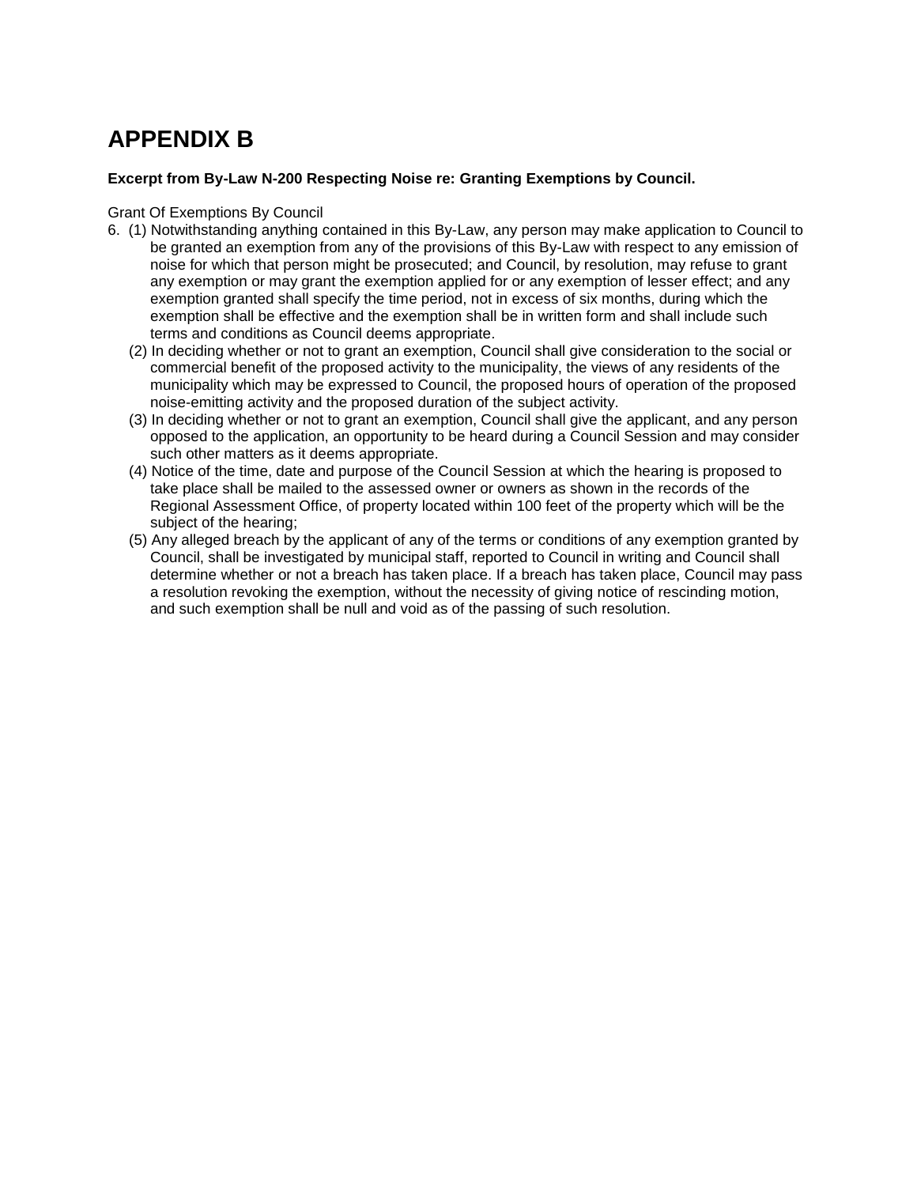# APPENDIX B

**Excerpt from By-Law N-200 Respecting Noise re: Granting Exemptions by Council.**

Grant Of Exemptions By Council

6. (1) Notwithstanding anything contained in this By-Law, any person may make application to Council to be granted an exemption from any of the provisions of this By-Law with respect to any emission of noise for which that person might be prosecuted; and Council, by resolution, may refuse to grant any exemption or may grant the exemption applied for or any exemption of lesser effect; and any exemption granted shall specify the time period, not in excess of six months, during which the exemption shall be effective and the exemption shall be in written form and shall include such terms and conditions as Council deems appropriate.

   (2) In deciding whether or not to grant an exemption, Council shall give consideration to the social or commercial benefit of the proposed activity to the municipality, the views of any residents of the municipality which may be expressed to Council, the proposed hours of operation of the proposed noise-emitting activity and the proposed duration of the subject activity.

   (3) In deciding whether or not to grant an exemption, Council shall give the applicant, and any person opposed to the application, an opportunity to be heard during a Council Session and may consider such other matters as it deems appropriate.

   (4) Notice of the time, date and purpose of the Council Session at which the hearing is proposed to take place shall be mailed to the assessed owner or owners as shown in the records of the Regional Assessment Office, of property located within 100 feet of the property which will be the subject of the hearing;

   (5) Any alleged breach by the applicant of any of the terms or conditions of any exemption granted by Council, shall be investigated by municipal staff, reported to Council in writing and Council shall determine whether or not a breach has taken place. If a breach has taken place, Council may pass a resolution revoking the exemption, without the necessity of giving notice of rescinding motion, and such exemption shall be null and void as of the passing of such resolution.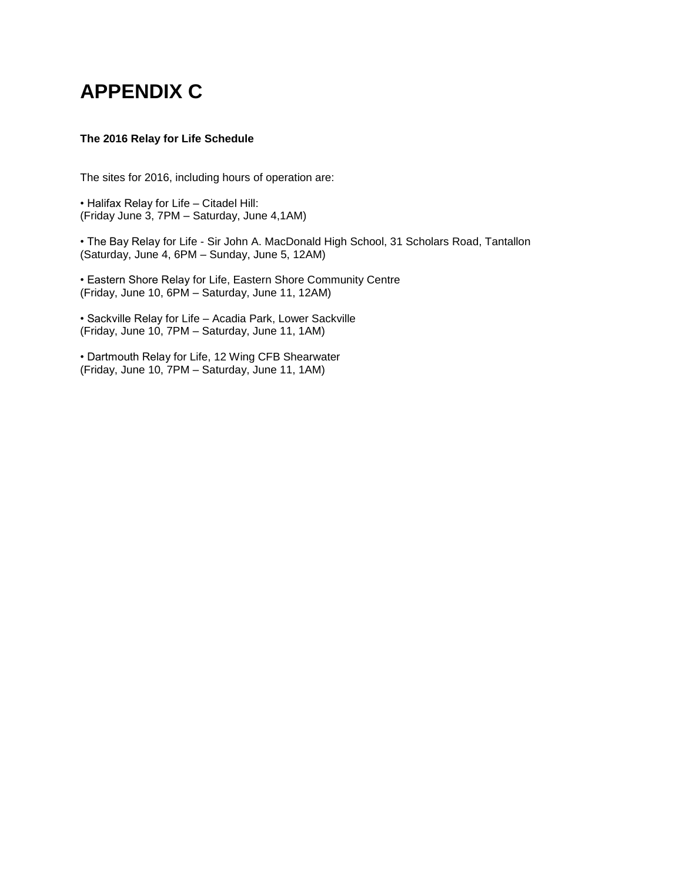# APPENDIX C

**The 2016 Relay for Life Schedule**

The sites for 2016, including hours of operation are:

- Halifax Relay for Life – Citadel Hill:
(Friday June 3, 7PM – Saturday, June 4,1AM)

- The Bay Relay for Life - Sir John A. MacDonald High School, 31 Scholars Road, Tantallon
(Saturday, June 4, 6PM – Sunday, June 5, 12AM)

- Eastern Shore Relay for Life, Eastern Shore Community Centre
(Friday, June 10, 6PM – Saturday, June 11, 12AM)

- Sackville Relay for Life – Acadia Park, Lower Sackville
(Friday, June 10, 7PM – Saturday, June 11, 1AM)

- Dartmouth Relay for Life, 12 Wing CFB Shearwater
(Friday, June 10, 7PM – Saturday, June 11, 1AM)